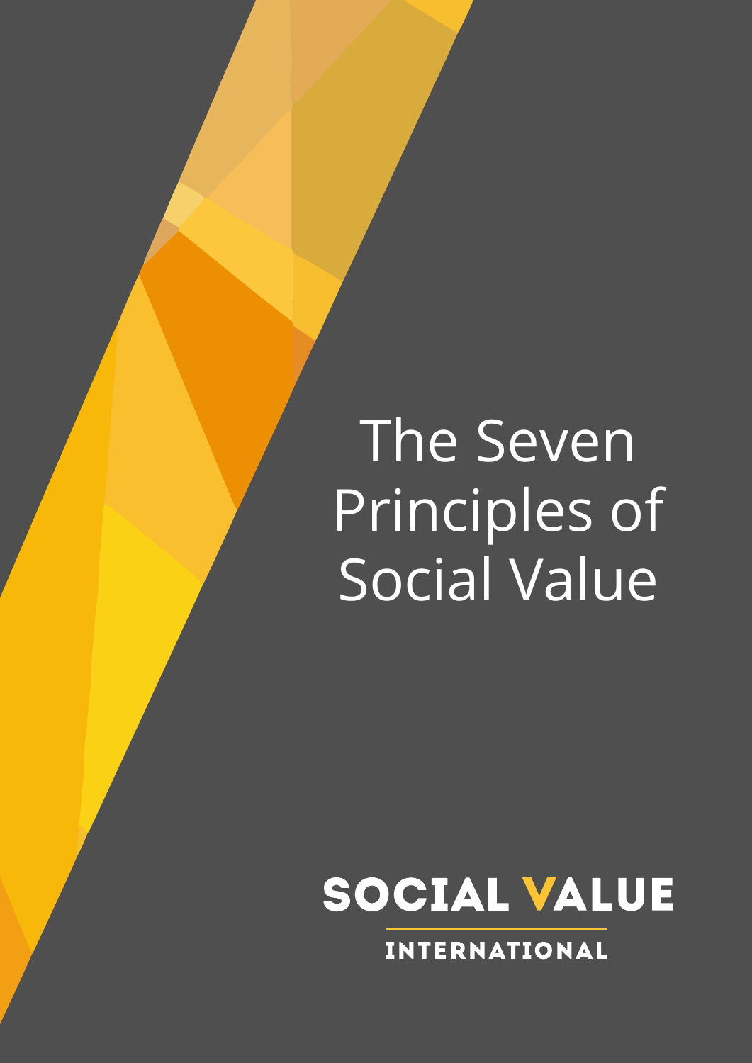# The Seven Principles of Social Value

SOCIAL VALUE

INTERNATIONAL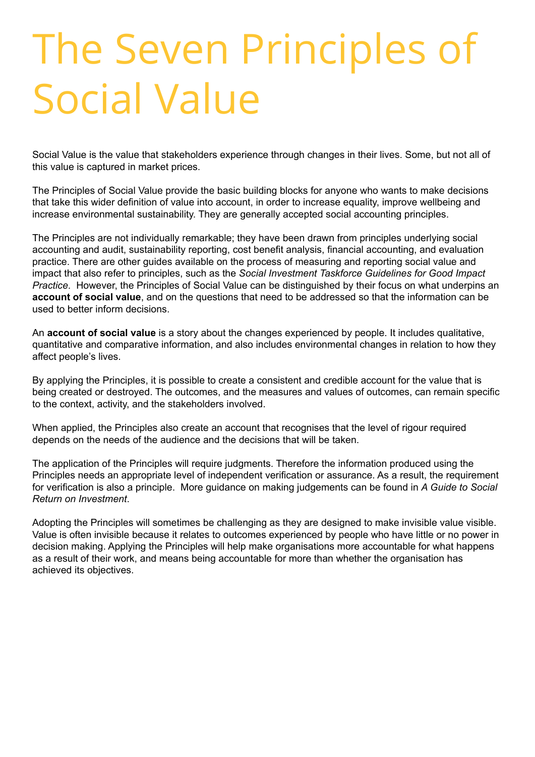# The Seven Principles of Social Value

Social Value is the value that stakeholders experience through changes in their lives. Some, but not all of this value is captured in market prices.

The Principles of Social Value provide the basic building blocks for anyone who wants to make decisions that take this wider definition of value into account, in order to increase equality, improve wellbeing and increase environmental sustainability. They are generally accepted social accounting principles.

The Principles are not individually remarkable; they have been drawn from principles underlying social accounting and audit, sustainability reporting, cost benefit analysis, financial accounting, and evaluation practice. There are other guides available on the process of measuring and reporting social value and impact that also refer to principles, such as the *Social Investment Taskforce Guidelines for Good Impact Practice*. However, the Principles of Social Value can be distinguished by their focus on what underpins an **account of social value**, and on the questions that need to be addressed so that the information can be used to better inform decisions.

An **account of social value** is a story about the changes experienced by people. It includes qualitative, quantitative and comparative information, and also includes environmental changes in relation to how they affect people's lives.

By applying the Principles, it is possible to create a consistent and credible account for the value that is being created or destroyed. The outcomes, and the measures and values of outcomes, can remain specific to the context, activity, and the stakeholders involved.

When applied, the Principles also create an account that recognises that the level of rigour required depends on the needs of the audience and the decisions that will be taken.

The application of the Principles will require judgments. Therefore the information produced using the Principles needs an appropriate level of independent verification or assurance. As a result, the requirement for verification is also a principle. More guidance on making judgements can be found in *A Guide to Social Return on Investment*.

Adopting the Principles will sometimes be challenging as they are designed to make invisible value visible. Value is often invisible because it relates to outcomes experienced by people who have little or no power in decision making. Applying the Principles will help make organisations more accountable for what happens as a result of their work, and means being accountable for more than whether the organisation has achieved its objectives.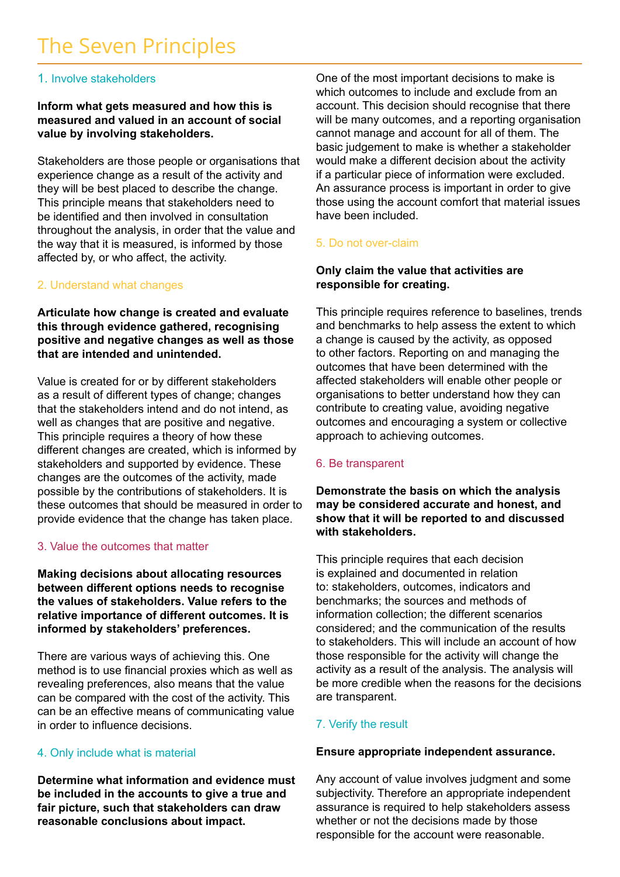# The Seven Principles

## 1. Involve stakeholders

**Inform what gets measured and how this is measured and valued in an account of social value by involving stakeholders.**

Stakeholders are those people or organisations that experience change as a result of the activity and they will be best placed to describe the change. This principle means that stakeholders need to be identified and then involved in consultation throughout the analysis, in order that the value and the way that it is measured, is informed by those affected by, or who affect, the activity.

## 2. Understand what changes

**Articulate how change is created and evaluate this through evidence gathered, recognising positive and negative changes as well as those that are intended and unintended.**

Value is created for or by different stakeholders as a result of different types of change; changes that the stakeholders intend and do not intend, as well as changes that are positive and negative. This principle requires a theory of how these different changes are created, which is informed by stakeholders and supported by evidence. These changes are the outcomes of the activity, made possible by the contributions of stakeholders. It is these outcomes that should be measured in order to provide evidence that the change has taken place.

## 3. Value the outcomes that matter

**Making decisions about allocating resources between different options needs to recognise the values of stakeholders. Value refers to the relative importance of different outcomes. It is informed by stakeholders' preferences.**

There are various ways of achieving this. One method is to use financial proxies which as well as revealing preferences, also means that the value can be compared with the cost of the activity. This can be an effective means of communicating value in order to influence decisions.

## 4. Only include what is material

**Determine what information and evidence must be included in the accounts to give a true and fair picture, such that stakeholders can draw reasonable conclusions about impact.**

One of the most important decisions to make is which outcomes to include and exclude from an account. This decision should recognise that there will be many outcomes, and a reporting organisation cannot manage and account for all of them. The basic judgement to make is whether a stakeholder would make a different decision about the activity if a particular piece of information were excluded. An assurance process is important in order to give those using the account comfort that material issues have been included.

## 5. Do not over-claim

**Only claim the value that activities are responsible for creating.**

This principle requires reference to baselines, trends and benchmarks to help assess the extent to which a change is caused by the activity, as opposed to other factors. Reporting on and managing the outcomes that have been determined with the affected stakeholders will enable other people or organisations to better understand how they can contribute to creating value, avoiding negative outcomes and encouraging a system or collective approach to achieving outcomes.

## 6. Be transparent

**Demonstrate the basis on which the analysis may be considered accurate and honest, and show that it will be reported to and discussed with stakeholders.**

This principle requires that each decision is explained and documented in relation to: stakeholders, outcomes, indicators and benchmarks; the sources and methods of information collection; the different scenarios considered; and the communication of the results to stakeholders. This will include an account of how those responsible for the activity will change the activity as a result of the analysis. The analysis will be more credible when the reasons for the decisions are transparent.

## 7. Verify the result

**Ensure appropriate independent assurance.**

Any account of value involves judgment and some subjectivity. Therefore an appropriate independent assurance is required to help stakeholders assess whether or not the decisions made by those responsible for the account were reasonable.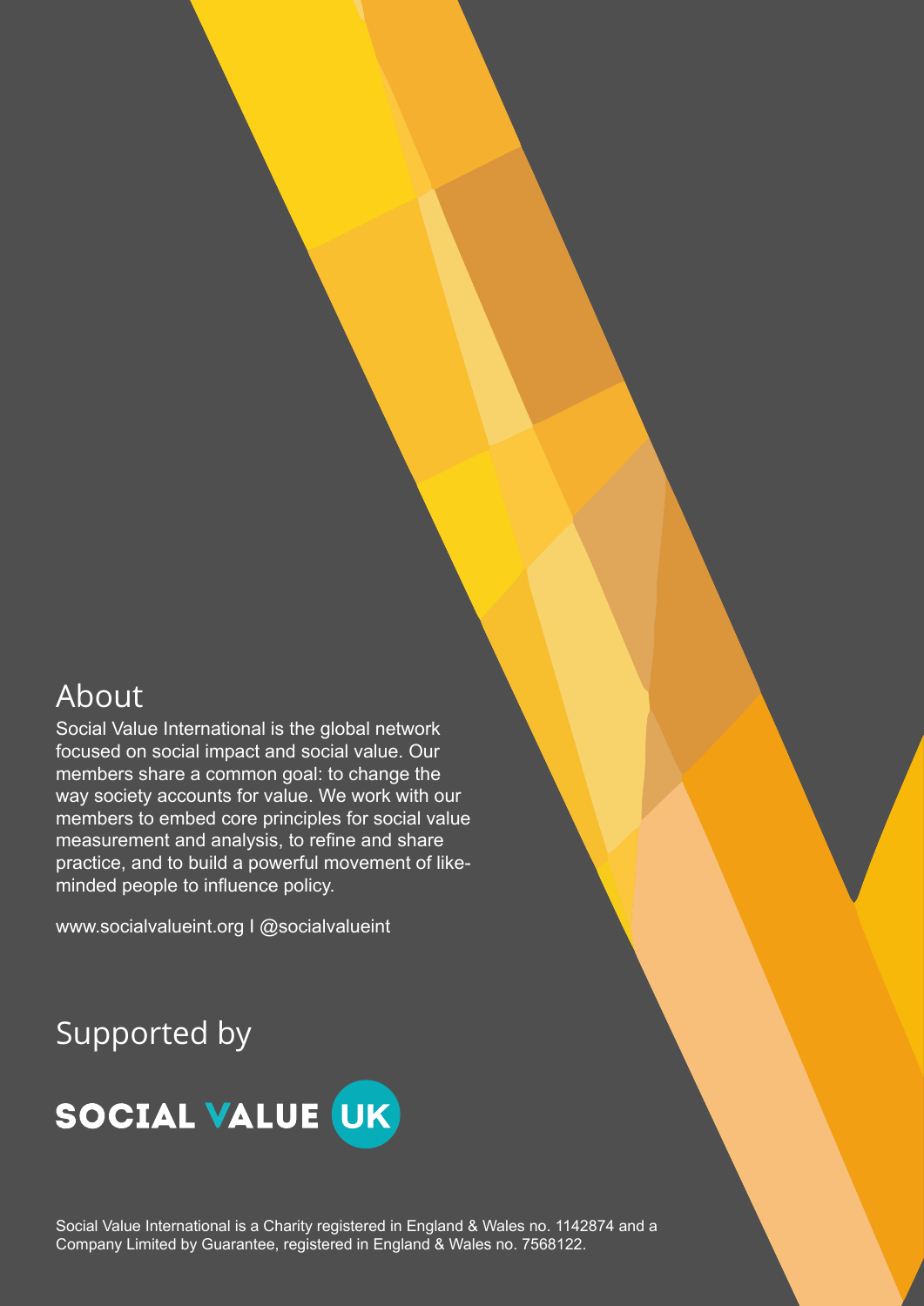## About

Social Value International is the global network focused on social impact and social value. Our members share a common goal: to change the way society accounts for value. We work with our members to embed core principles for social value measurement and analysis, to refine and share practice, and to build a powerful movement of like-minded people to influence policy.

www.socialvalueint.org I @socialvalueint

## Supported by

SOCIAL VALUE UK

Social Value International is a Charity registered in England & Wales no. 1142874 and a Company Limited by Guarantee, registered in England & Wales no. 7568122.